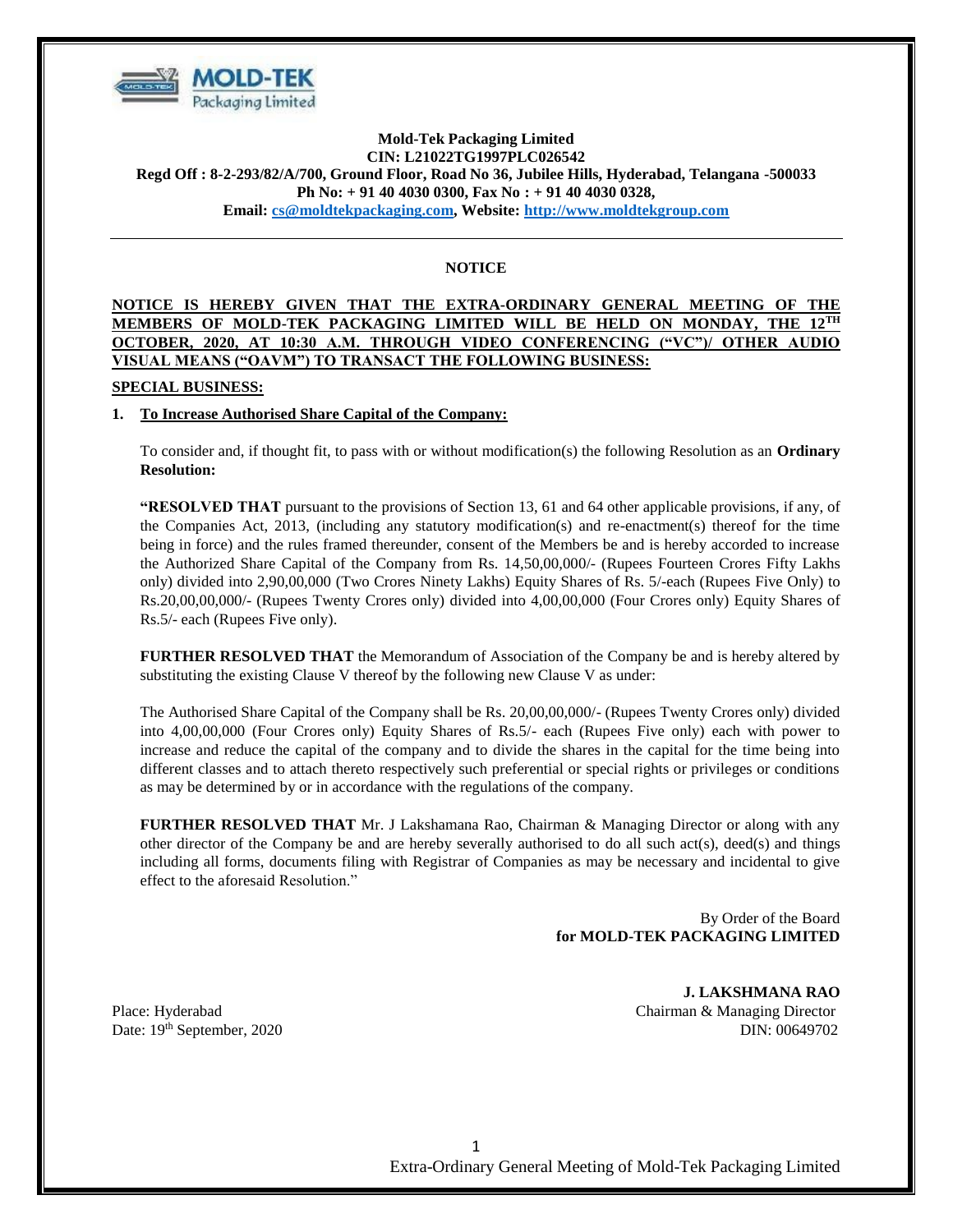**Mold-Tek Packaging Limited**
**CIN: L21022TG1997PLC026542**
**Regd Off : 8-2-293/82/A/700, Ground Floor, Road No 36, Jubilee Hills, Hyderabad, Telangana -500033**
**Ph No: + 91 40 4030 0300, Fax No : + 91 40 4030 0328,**
**Email: cs@moldtekpackaging.com, Website: http://www.moldtekgroup.com**

---

## NOTICE

**NOTICE IS HEREBY GIVEN THAT THE EXTRA-ORDINARY GENERAL MEETING OF THE MEMBERS OF MOLD-TEK PACKAGING LIMITED WILL BE HELD ON MONDAY, THE 12TH OCTOBER, 2020, AT 10:30 A.M. THROUGH VIDEO CONFERENCING ("VC")/ OTHER AUDIO VISUAL MEANS ("OAVM") TO TRANSACT THE FOLLOWING BUSINESS:**

**SPECIAL BUSINESS:**

1. **To Increase Authorised Share Capital of the Company:**

   To consider and, if thought fit, to pass with or without modification(s) the following Resolution as an **Ordinary Resolution:**

   **"RESOLVED THAT** pursuant to the provisions of Section 13, 61 and 64 other applicable provisions, if any, of the Companies Act, 2013, (including any statutory modification(s) and re-enactment(s) thereof for the time being in force) and the rules framed thereunder, consent of the Members be and is hereby accorded to increase the Authorized Share Capital of the Company from Rs. 14,50,00,000/- (Rupees Fourteen Crores Fifty Lakhs only) divided into 2,90,00,000 (Two Crores Ninety Lakhs) Equity Shares of Rs. 5/-each (Rupees Five Only) to Rs.20,00,00,000/- (Rupees Twenty Crores only) divided into 4,00,00,000 (Four Crores only) Equity Shares of Rs.5/- each (Rupees Five only).

   **FURTHER RESOLVED THAT** the Memorandum of Association of the Company be and is hereby altered by substituting the existing Clause V thereof by the following new Clause V as under:

   The Authorised Share Capital of the Company shall be Rs. 20,00,00,000/- (Rupees Twenty Crores only) divided into 4,00,00,000 (Four Crores only) Equity Shares of Rs.5/- each (Rupees Five only) each with power to increase and reduce the capital of the company and to divide the shares in the capital for the time being into different classes and to attach thereto respectively such preferential or special rights or privileges or conditions as may be determined by or in accordance with the regulations of the company.

   **FURTHER RESOLVED THAT** Mr. J Lakshamana Rao, Chairman & Managing Director or along with any other director of the Company be and are hereby severally authorised to do all such act(s), deed(s) and things including all forms, documents filing with Registrar of Companies as may be necessary and incidental to give effect to the aforesaid Resolution."

By Order of the Board
**for MOLD-TEK PACKAGING LIMITED**

**J. LAKSHMANA RAO**
Chairman & Managing Director
DIN: 00649702

Place: Hyderabad
Date: 19th September, 2020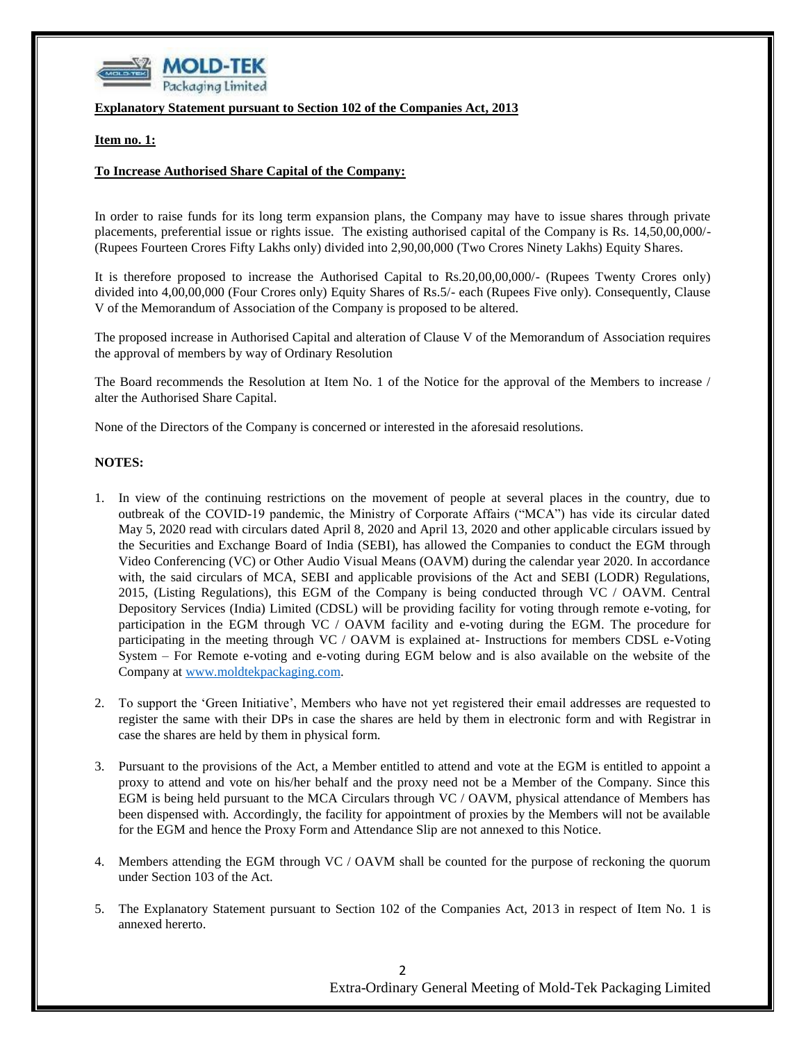**Explanatory Statement pursuant to Section 102 of the Companies Act, 2013**

**Item no. 1:**

**To Increase Authorised Share Capital of the Company:**

In order to raise funds for its long term expansion plans, the Company may have to issue shares through private placements, preferential issue or rights issue. The existing authorised capital of the Company is Rs. 14,50,00,000/- (Rupees Fourteen Crores Fifty Lakhs only) divided into 2,90,00,000 (Two Crores Ninety Lakhs) Equity Shares.

It is therefore proposed to increase the Authorised Capital to Rs.20,00,00,000/- (Rupees Twenty Crores only) divided into 4,00,00,000 (Four Crores only) Equity Shares of Rs.5/- each (Rupees Five only). Consequently, Clause V of the Memorandum of Association of the Company is proposed to be altered.

The proposed increase in Authorised Capital and alteration of Clause V of the Memorandum of Association requires the approval of members by way of Ordinary Resolution

The Board recommends the Resolution at Item No. 1 of the Notice for the approval of the Members to increase / alter the Authorised Share Capital.

None of the Directors of the Company is concerned or interested in the aforesaid resolutions.

**NOTES:**

1. In view of the continuing restrictions on the movement of people at several places in the country, due to outbreak of the COVID-19 pandemic, the Ministry of Corporate Affairs ("MCA") has vide its circular dated May 5, 2020 read with circulars dated April 8, 2020 and April 13, 2020 and other applicable circulars issued by the Securities and Exchange Board of India (SEBI), has allowed the Companies to conduct the EGM through Video Conferencing (VC) or Other Audio Visual Means (OAVM) during the calendar year 2020. In accordance with, the said circulars of MCA, SEBI and applicable provisions of the Act and SEBI (LODR) Regulations, 2015, (Listing Regulations), this EGM of the Company is being conducted through VC / OAVM. Central Depository Services (India) Limited (CDSL) will be providing facility for voting through remote e-voting, for participation in the EGM through VC / OAVM facility and e-voting during the EGM. The procedure for participating in the meeting through VC / OAVM is explained at- Instructions for members CDSL e-Voting System – For Remote e-voting and e-voting during EGM below and is also available on the website of the Company at www.moldtekpackaging.com.

2. To support the 'Green Initiative', Members who have not yet registered their email addresses are requested to register the same with their DPs in case the shares are held by them in electronic form and with Registrar in case the shares are held by them in physical form.

3. Pursuant to the provisions of the Act, a Member entitled to attend and vote at the EGM is entitled to appoint a proxy to attend and vote on his/her behalf and the proxy need not be a Member of the Company. Since this EGM is being held pursuant to the MCA Circulars through VC / OAVM, physical attendance of Members has been dispensed with. Accordingly, the facility for appointment of proxies by the Members will not be available for the EGM and hence the Proxy Form and Attendance Slip are not annexed to this Notice.

4. Members attending the EGM through VC / OAVM shall be counted for the purpose of reckoning the quorum under Section 103 of the Act.

5. The Explanatory Statement pursuant to Section 102 of the Companies Act, 2013 in respect of Item No. 1 is annexed hererto.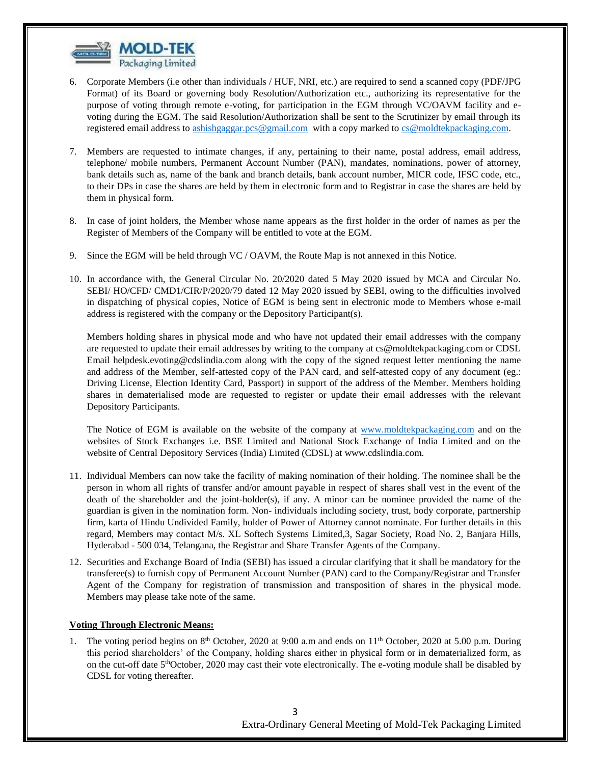6. Corporate Members (i.e other than individuals / HUF, NRI, etc.) are required to send a scanned copy (PDF/JPG Format) of its Board or governing body Resolution/Authorization etc., authorizing its representative for the purpose of voting through remote e-voting, for participation in the EGM through VC/OAVM facility and e-voting during the EGM. The said Resolution/Authorization shall be sent to the Scrutinizer by email through its registered email address to ashishgaggar.pcs@gmail.com with a copy marked to cs@moldtekpackaging.com.

7. Members are requested to intimate changes, if any, pertaining to their name, postal address, email address, telephone/ mobile numbers, Permanent Account Number (PAN), mandates, nominations, power of attorney, bank details such as, name of the bank and branch details, bank account number, MICR code, IFSC code, etc., to their DPs in case the shares are held by them in electronic form and to Registrar in case the shares are held by them in physical form.

8. In case of joint holders, the Member whose name appears as the first holder in the order of names as per the Register of Members of the Company will be entitled to vote at the EGM.

9. Since the EGM will be held through VC / OAVM, the Route Map is not annexed in this Notice.

10. In accordance with, the General Circular No. 20/2020 dated 5 May 2020 issued by MCA and Circular No. SEBI/ HO/CFD/ CMD1/CIR/P/2020/79 dated 12 May 2020 issued by SEBI, owing to the difficulties involved in dispatching of physical copies, Notice of EGM is being sent in electronic mode to Members whose e-mail address is registered with the company or the Depository Participant(s).

    Members holding shares in physical mode and who have not updated their email addresses with the company are requested to update their email addresses by writing to the company at cs@moldtekpackaging.com or CDSL Email helpdesk.evoting@cdslindia.com along with the copy of the signed request letter mentioning the name and address of the Member, self-attested copy of the PAN card, and self-attested copy of any document (eg.: Driving License, Election Identity Card, Passport) in support of the address of the Member. Members holding shares in dematerialised mode are requested to register or update their email addresses with the relevant Depository Participants.

    The Notice of EGM is available on the website of the company at www.moldtekpackaging.com and on the websites of Stock Exchanges i.e. BSE Limited and National Stock Exchange of India Limited and on the website of Central Depository Services (India) Limited (CDSL) at www.cdslindia.com.

11. Individual Members can now take the facility of making nomination of their holding. The nominee shall be the person in whom all rights of transfer and/or amount payable in respect of shares shall vest in the event of the death of the shareholder and the joint-holder(s), if any. A minor can be nominee provided the name of the guardian is given in the nomination form. Non- individuals including society, trust, body corporate, partnership firm, karta of Hindu Undivided Family, holder of Power of Attorney cannot nominate. For further details in this regard, Members may contact M/s. XL Softech Systems Limited,3, Sagar Society, Road No. 2, Banjara Hills, Hyderabad - 500 034, Telangana, the Registrar and Share Transfer Agents of the Company.

12. Securities and Exchange Board of India (SEBI) has issued a circular clarifying that it shall be mandatory for the transferee(s) to furnish copy of Permanent Account Number (PAN) card to the Company/Registrar and Transfer Agent of the Company for registration of transmission and transposition of shares in the physical mode. Members may please take note of the same.

**Voting Through Electronic Means:**

1. The voting period begins on 8th October, 2020 at 9:00 a.m and ends on 11th October, 2020 at 5.00 p.m. During this period shareholders' of the Company, holding shares either in physical form or in dematerialized form, as on the cut-off date 5thOctober, 2020 may cast their vote electronically. The e-voting module shall be disabled by CDSL for voting thereafter.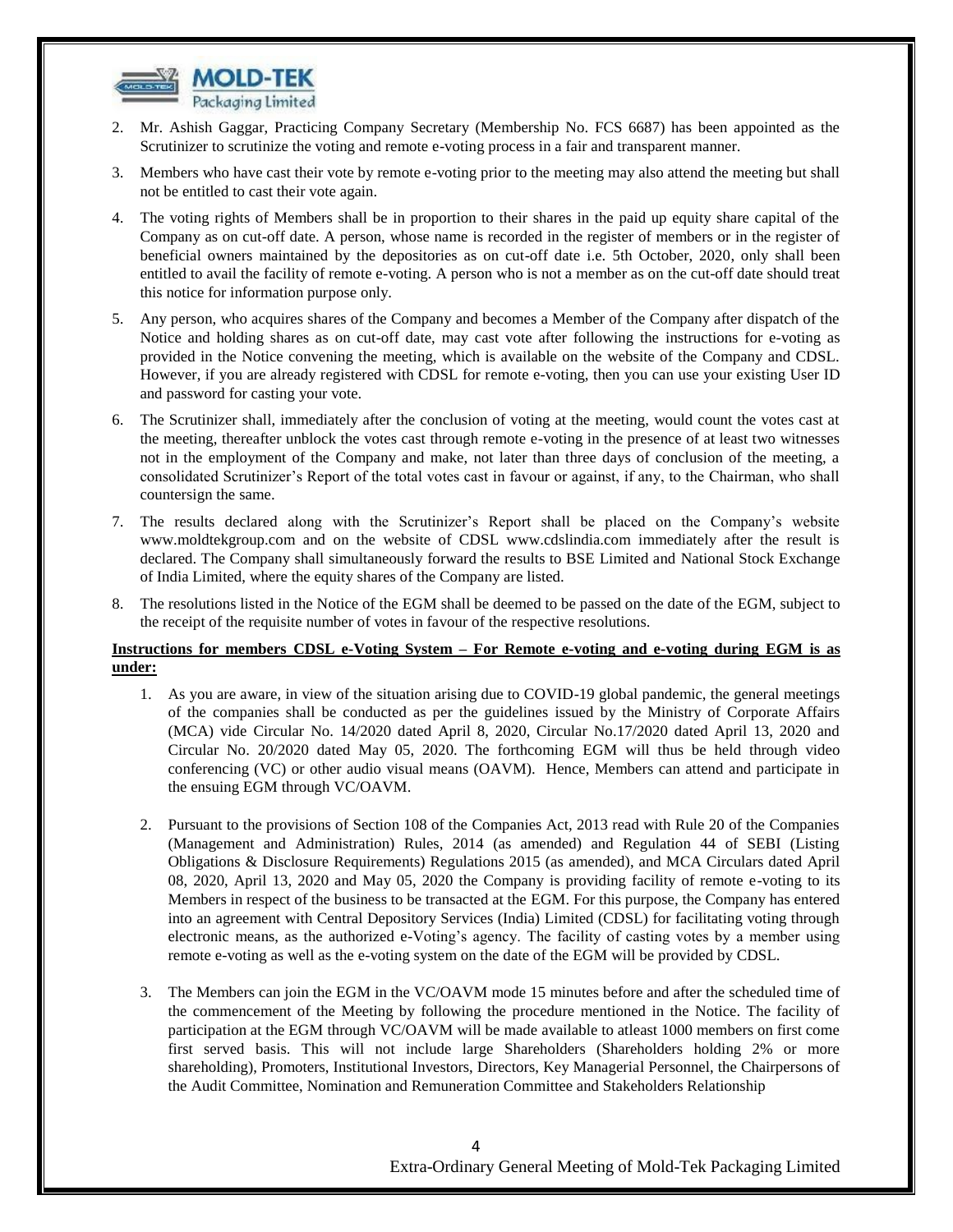2. Mr. Ashish Gaggar, Practicing Company Secretary (Membership No. FCS 6687) has been appointed as the Scrutinizer to scrutinize the voting and remote e-voting process in a fair and transparent manner.

3. Members who have cast their vote by remote e-voting prior to the meeting may also attend the meeting but shall not be entitled to cast their vote again.

4. The voting rights of Members shall be in proportion to their shares in the paid up equity share capital of the Company as on cut-off date. A person, whose name is recorded in the register of members or in the register of beneficial owners maintained by the depositories as on cut-off date i.e. 5th October, 2020, only shall been entitled to avail the facility of remote e-voting. A person who is not a member as on the cut-off date should treat this notice for information purpose only.

5. Any person, who acquires shares of the Company and becomes a Member of the Company after dispatch of the Notice and holding shares as on cut-off date, may cast vote after following the instructions for e-voting as provided in the Notice convening the meeting, which is available on the website of the Company and CDSL. However, if you are already registered with CDSL for remote e-voting, then you can use your existing User ID and password for casting your vote.

6. The Scrutinizer shall, immediately after the conclusion of voting at the meeting, would count the votes cast at the meeting, thereafter unblock the votes cast through remote e-voting in the presence of at least two witnesses not in the employment of the Company and make, not later than three days of conclusion of the meeting, a consolidated Scrutinizer's Report of the total votes cast in favour or against, if any, to the Chairman, who shall countersign the same.

7. The results declared along with the Scrutinizer's Report shall be placed on the Company's website www.moldtekgroup.com and on the website of CDSL www.cdslindia.com immediately after the result is declared. The Company shall simultaneously forward the results to BSE Limited and National Stock Exchange of India Limited, where the equity shares of the Company are listed.

8. The resolutions listed in the Notice of the EGM shall be deemed to be passed on the date of the EGM, subject to the receipt of the requisite number of votes in favour of the respective resolutions.

**Instructions for members CDSL e-Voting System – For Remote e-voting and e-voting during EGM is as under:**

1. As you are aware, in view of the situation arising due to COVID-19 global pandemic, the general meetings of the companies shall be conducted as per the guidelines issued by the Ministry of Corporate Affairs (MCA) vide Circular No. 14/2020 dated April 8, 2020, Circular No.17/2020 dated April 13, 2020 and Circular No. 20/2020 dated May 05, 2020. The forthcoming EGM will thus be held through video conferencing (VC) or other audio visual means (OAVM). Hence, Members can attend and participate in the ensuing EGM through VC/OAVM.

2. Pursuant to the provisions of Section 108 of the Companies Act, 2013 read with Rule 20 of the Companies (Management and Administration) Rules, 2014 (as amended) and Regulation 44 of SEBI (Listing Obligations & Disclosure Requirements) Regulations 2015 (as amended), and MCA Circulars dated April 08, 2020, April 13, 2020 and May 05, 2020 the Company is providing facility of remote e-voting to its Members in respect of the business to be transacted at the EGM. For this purpose, the Company has entered into an agreement with Central Depository Services (India) Limited (CDSL) for facilitating voting through electronic means, as the authorized e-Voting's agency. The facility of casting votes by a member using remote e-voting as well as the e-voting system on the date of the EGM will be provided by CDSL.

3. The Members can join the EGM in the VC/OAVM mode 15 minutes before and after the scheduled time of the commencement of the Meeting by following the procedure mentioned in the Notice. The facility of participation at the EGM through VC/OAVM will be made available to atleast 1000 members on first come first served basis. This will not include large Shareholders (Shareholders holding 2% or more shareholding), Promoters, Institutional Investors, Directors, Key Managerial Personnel, the Chairpersons of the Audit Committee, Nomination and Remuneration Committee and Stakeholders Relationship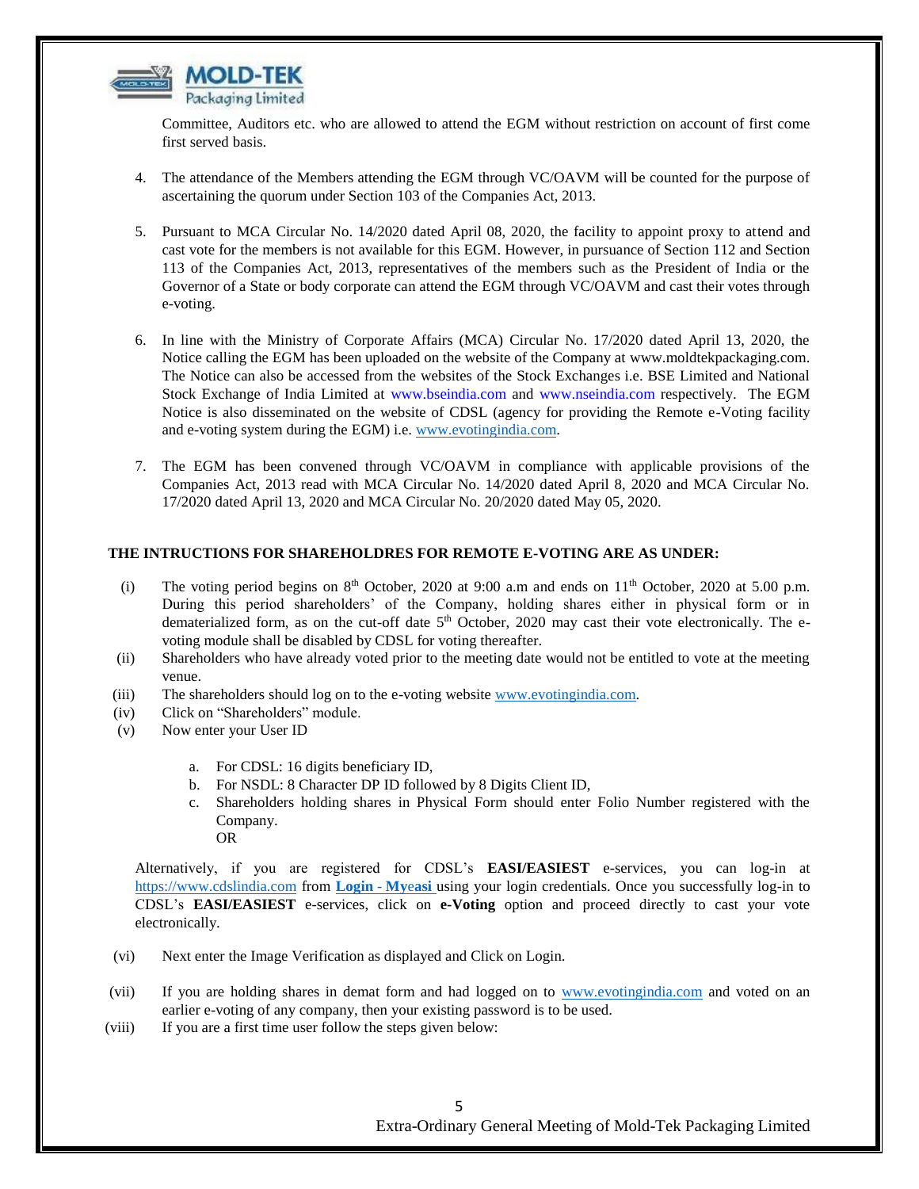Committee, Auditors etc. who are allowed to attend the EGM without restriction on account of first come first served basis.

4. The attendance of the Members attending the EGM through VC/OAVM will be counted for the purpose of ascertaining the quorum under Section 103 of the Companies Act, 2013.

5. Pursuant to MCA Circular No. 14/2020 dated April 08, 2020, the facility to appoint proxy to attend and cast vote for the members is not available for this EGM. However, in pursuance of Section 112 and Section 113 of the Companies Act, 2013, representatives of the members such as the President of India or the Governor of a State or body corporate can attend the EGM through VC/OAVM and cast their votes through e-voting.

6. In line with the Ministry of Corporate Affairs (MCA) Circular No. 17/2020 dated April 13, 2020, the Notice calling the EGM has been uploaded on the website of the Company at www.moldtekpackaging.com. The Notice can also be accessed from the websites of the Stock Exchanges i.e. BSE Limited and National Stock Exchange of India Limited at www.bseindia.com and www.nseindia.com respectively. The EGM Notice is also disseminated on the website of CDSL (agency for providing the Remote e-Voting facility and e-voting system during the EGM) i.e. www.evotingindia.com.

7. The EGM has been convened through VC/OAVM in compliance with applicable provisions of the Companies Act, 2013 read with MCA Circular No. 14/2020 dated April 8, 2020 and MCA Circular No. 17/2020 dated April 13, 2020 and MCA Circular No. 20/2020 dated May 05, 2020.

**THE INTRUCTIONS FOR SHAREHOLDRES FOR REMOTE E-VOTING ARE AS UNDER:**

(i) The voting period begins on 8th October, 2020 at 9:00 a.m and ends on 11th October, 2020 at 5.00 p.m. During this period shareholders' of the Company, holding shares either in physical form or in dematerialized form, as on the cut-off date 5th October, 2020 may cast their vote electronically. The e-voting module shall be disabled by CDSL for voting thereafter.

(ii) Shareholders who have already voted prior to the meeting date would not be entitled to vote at the meeting venue.

(iii) The shareholders should log on to the e-voting website www.evotingindia.com.

(iv) Click on "Shareholders" module.

(v) Now enter your User ID

   a. For CDSL: 16 digits beneficiary ID,
   b. For NSDL: 8 Character DP ID followed by 8 Digits Client ID,
   c. Shareholders holding shares in Physical Form should enter Folio Number registered with the Company.
   OR

Alternatively, if you are registered for CDSL's **EASI/EASIEST** e-services, you can log-in at https://www.cdslindia.com from **Login - Myeasi** using your login credentials. Once you successfully log-in to CDSL's **EASI/EASIEST** e-services, click on **e-Voting** option and proceed directly to cast your vote electronically.

(vi) Next enter the Image Verification as displayed and Click on Login.

(vii) If you are holding shares in demat form and had logged on to www.evotingindia.com and voted on an earlier e-voting of any company, then your existing password is to be used.

(viii) If you are a first time user follow the steps given below: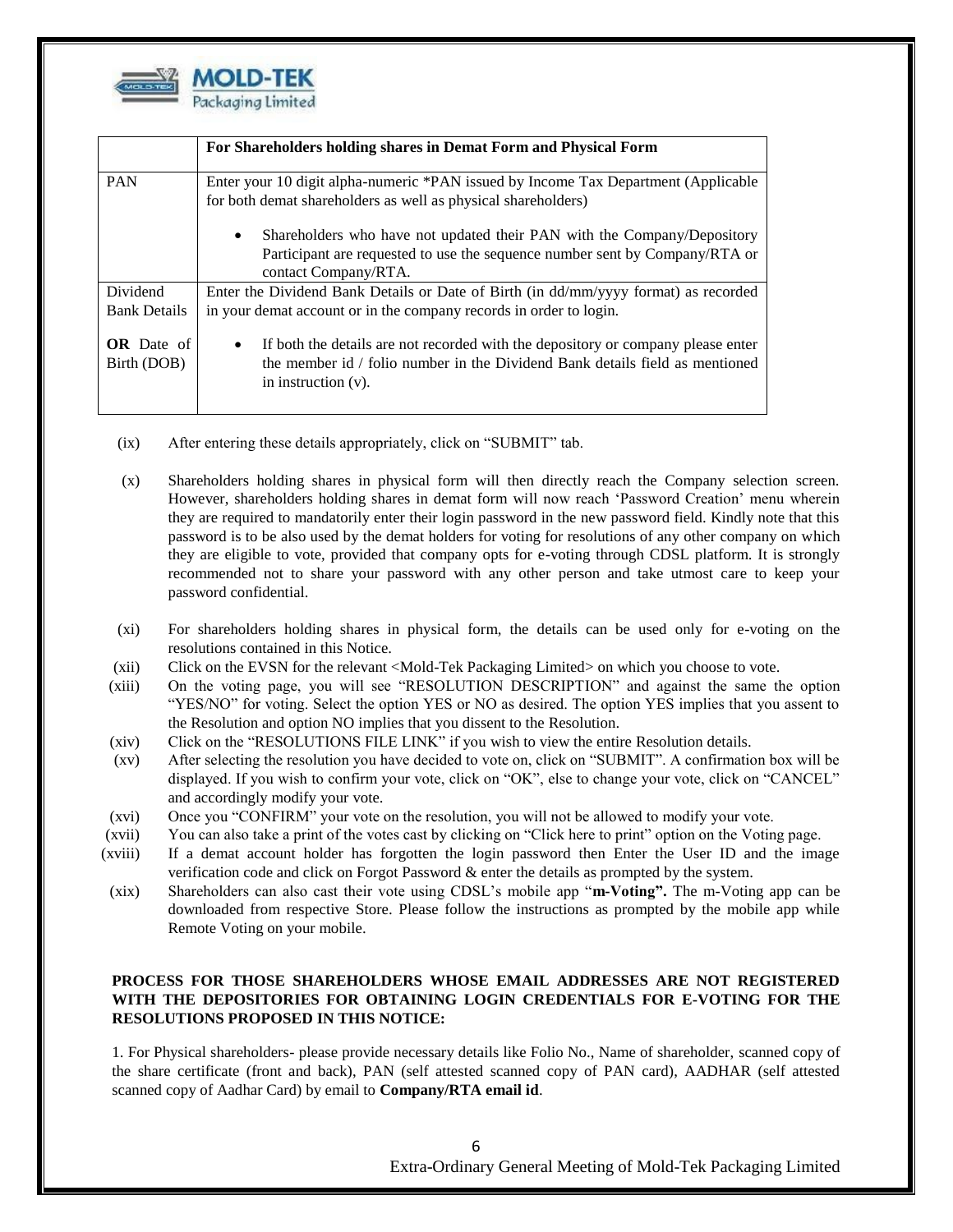| | For Shareholders holding shares in Demat Form and Physical Form |
|---|---|
| PAN | Enter your 10 digit alpha-numeric *PAN issued by Income Tax Department (Applicable for both demat shareholders as well as physical shareholders)<br><br>• Shareholders who have not updated their PAN with the Company/Depository Participant are requested to use the sequence number sent by Company/RTA or contact Company/RTA. |
| Dividend Bank Details<br><br>**OR** Date of Birth (DOB) | Enter the Dividend Bank Details or Date of Birth (in dd/mm/yyyy format) as recorded in your demat account or in the company records in order to login.<br><br>• If both the details are not recorded with the depository or company please enter the member id / folio number in the Dividend Bank details field as mentioned in instruction (v). |

(ix) After entering these details appropriately, click on "SUBMIT" tab.

(x) Shareholders holding shares in physical form will then directly reach the Company selection screen. However, shareholders holding shares in demat form will now reach 'Password Creation' menu wherein they are required to mandatorily enter their login password in the new password field. Kindly note that this password is to be also used by the demat holders for voting for resolutions of any other company on which they are eligible to vote, provided that company opts for e-voting through CDSL platform. It is strongly recommended not to share your password with any other person and take utmost care to keep your password confidential.

(xi) For shareholders holding shares in physical form, the details can be used only for e-voting on the resolutions contained in this Notice.

(xii) Click on the EVSN for the relevant <Mold-Tek Packaging Limited> on which you choose to vote.

(xiii) On the voting page, you will see "RESOLUTION DESCRIPTION" and against the same the option "YES/NO" for voting. Select the option YES or NO as desired. The option YES implies that you assent to the Resolution and option NO implies that you dissent to the Resolution.

(xiv) Click on the "RESOLUTIONS FILE LINK" if you wish to view the entire Resolution details.

(xv) After selecting the resolution you have decided to vote on, click on "SUBMIT". A confirmation box will be displayed. If you wish to confirm your vote, click on "OK", else to change your vote, click on "CANCEL" and accordingly modify your vote.

(xvi) Once you "CONFIRM" your vote on the resolution, you will not be allowed to modify your vote.

(xvii) You can also take a print of the votes cast by clicking on "Click here to print" option on the Voting page.

(xviii) If a demat account holder has forgotten the login password then Enter the User ID and the image verification code and click on Forgot Password & enter the details as prompted by the system.

(xix) Shareholders can also cast their vote using CDSL's mobile app "**m-Voting".** The m-Voting app can be downloaded from respective Store. Please follow the instructions as prompted by the mobile app while Remote Voting on your mobile.

**PROCESS FOR THOSE SHAREHOLDERS WHOSE EMAIL ADDRESSES ARE NOT REGISTERED WITH THE DEPOSITORIES FOR OBTAINING LOGIN CREDENTIALS FOR E-VOTING FOR THE RESOLUTIONS PROPOSED IN THIS NOTICE:**

1. For Physical shareholders- please provide necessary details like Folio No., Name of shareholder, scanned copy of the share certificate (front and back), PAN (self attested scanned copy of PAN card), AADHAR (self attested scanned copy of Aadhar Card) by email to **Company/RTA email id**.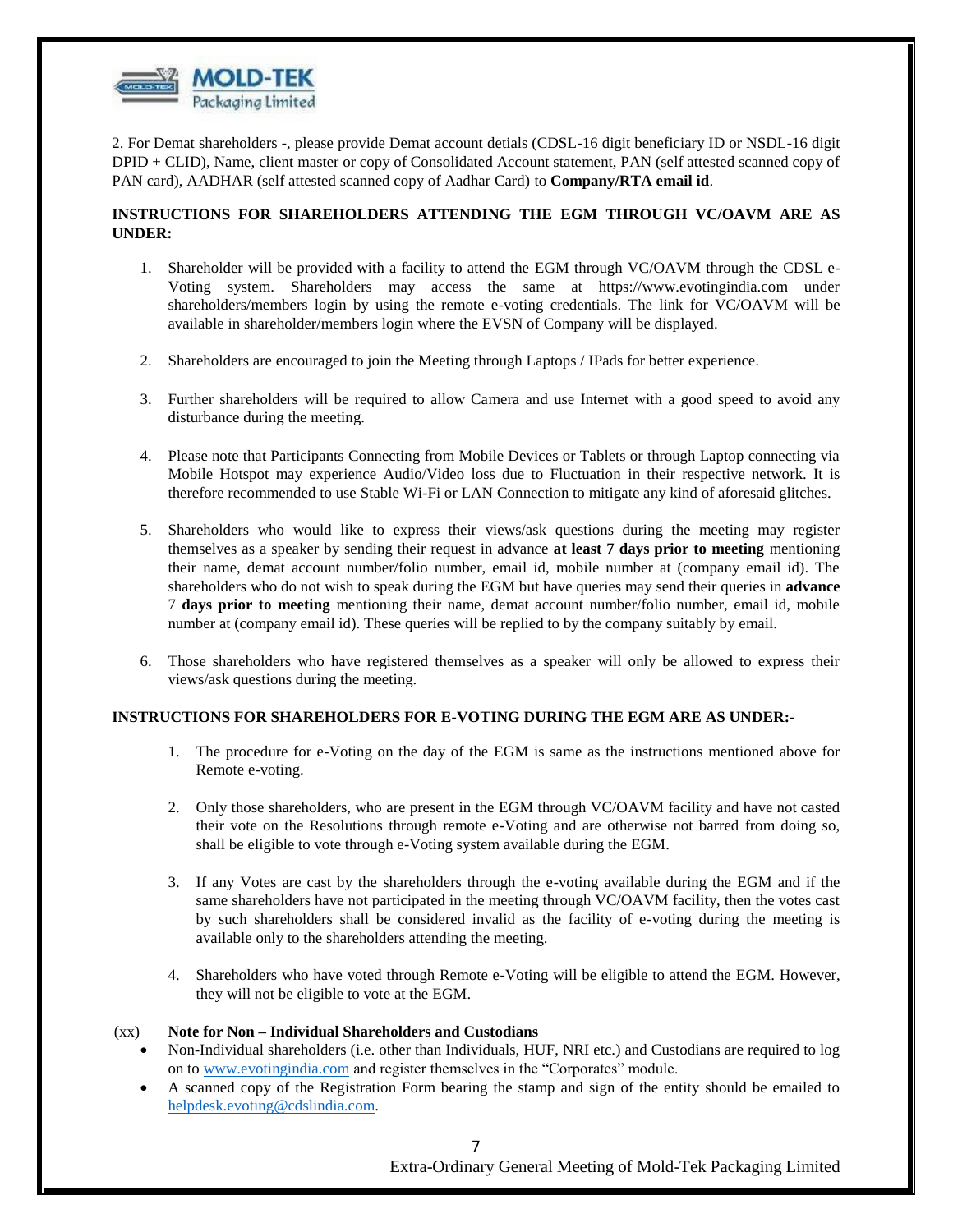2. For Demat shareholders -, please provide Demat account detials (CDSL-16 digit beneficiary ID or NSDL-16 digit DPID + CLID), Name, client master or copy of Consolidated Account statement, PAN (self attested scanned copy of PAN card), AADHAR (self attested scanned copy of Aadhar Card) to **Company/RTA email id**.

**INSTRUCTIONS FOR SHAREHOLDERS ATTENDING THE EGM THROUGH VC/OAVM ARE AS UNDER:**

1. Shareholder will be provided with a facility to attend the EGM through VC/OAVM through the CDSL e-Voting system. Shareholders may access the same at https://www.evotingindia.com under shareholders/members login by using the remote e-voting credentials. The link for VC/OAVM will be available in shareholder/members login where the EVSN of Company will be displayed.

2. Shareholders are encouraged to join the Meeting through Laptops / IPads for better experience.

3. Further shareholders will be required to allow Camera and use Internet with a good speed to avoid any disturbance during the meeting.

4. Please note that Participants Connecting from Mobile Devices or Tablets or through Laptop connecting via Mobile Hotspot may experience Audio/Video loss due to Fluctuation in their respective network. It is therefore recommended to use Stable Wi-Fi or LAN Connection to mitigate any kind of aforesaid glitches.

5. Shareholders who would like to express their views/ask questions during the meeting may register themselves as a speaker by sending their request in advance **at least 7 days prior to meeting** mentioning their name, demat account number/folio number, email id, mobile number at (company email id). The shareholders who do not wish to speak during the EGM but have queries may send their queries in **advance** 7 **days prior to meeting** mentioning their name, demat account number/folio number, email id, mobile number at (company email id). These queries will be replied to by the company suitably by email.

6. Those shareholders who have registered themselves as a speaker will only be allowed to express their views/ask questions during the meeting.

**INSTRUCTIONS FOR SHAREHOLDERS FOR E-VOTING DURING THE EGM ARE AS UNDER:-**

1. The procedure for e-Voting on the day of the EGM is same as the instructions mentioned above for Remote e-voting.

2. Only those shareholders, who are present in the EGM through VC/OAVM facility and have not casted their vote on the Resolutions through remote e-Voting and are otherwise not barred from doing so, shall be eligible to vote through e-Voting system available during the EGM.

3. If any Votes are cast by the shareholders through the e-voting available during the EGM and if the same shareholders have not participated in the meeting through VC/OAVM facility, then the votes cast by such shareholders shall be considered invalid as the facility of e-voting during the meeting is available only to the shareholders attending the meeting.

4. Shareholders who have voted through Remote e-Voting will be eligible to attend the EGM. However, they will not be eligible to vote at the EGM.

(xx) **Note for Non – Individual Shareholders and Custodians**

- Non-Individual shareholders (i.e. other than Individuals, HUF, NRI etc.) and Custodians are required to log on to www.evotingindia.com and register themselves in the "Corporates" module.
- A scanned copy of the Registration Form bearing the stamp and sign of the entity should be emailed to helpdesk.evoting@cdslindia.com.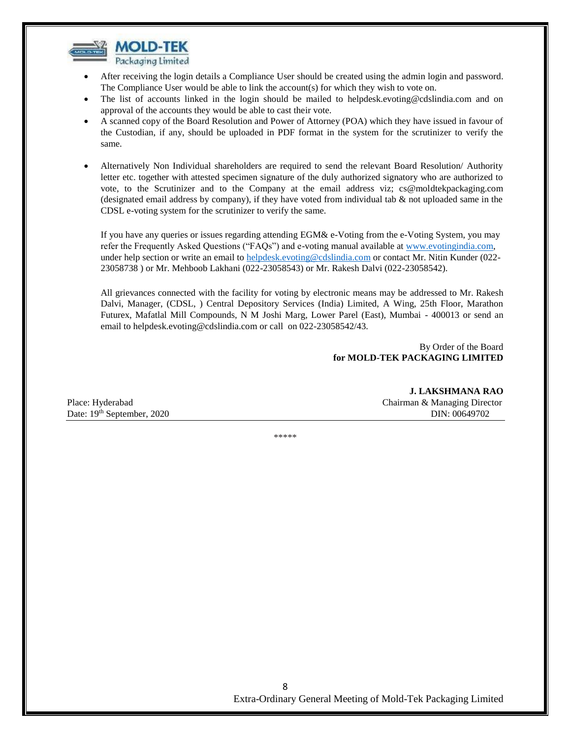- After receiving the login details a Compliance User should be created using the admin login and password. The Compliance User would be able to link the account(s) for which they wish to vote on.
- The list of accounts linked in the login should be mailed to helpdesk.evoting@cdslindia.com and on approval of the accounts they would be able to cast their vote.
- A scanned copy of the Board Resolution and Power of Attorney (POA) which they have issued in favour of the Custodian, if any, should be uploaded in PDF format in the system for the scrutinizer to verify the same.
- Alternatively Non Individual shareholders are required to send the relevant Board Resolution/ Authority letter etc. together with attested specimen signature of the duly authorized signatory who are authorized to vote, to the Scrutinizer and to the Company at the email address viz; cs@moldtekpackaging.com (designated email address by company), if they have voted from individual tab & not uploaded same in the CDSL e-voting system for the scrutinizer to verify the same.

If you have any queries or issues regarding attending EGM& e-Voting from the e-Voting System, you may refer the Frequently Asked Questions ("FAQs") and e-voting manual available at www.evotingindia.com, under help section or write an email to helpdesk.evoting@cdslindia.com or contact Mr. Nitin Kunder (022-23058738 ) or Mr. Mehboob Lakhani (022-23058543) or Mr. Rakesh Dalvi (022-23058542).

All grievances connected with the facility for voting by electronic means may be addressed to Mr. Rakesh Dalvi, Manager, (CDSL, ) Central Depository Services (India) Limited, A Wing, 25th Floor, Marathon Futurex, Mafatlal Mill Compounds, N M Joshi Marg, Lower Parel (East), Mumbai - 400013 or send an email to helpdesk.evoting@cdslindia.com or call on 022-23058542/43.

By Order of the Board
**for MOLD-TEK PACKAGING LIMITED**

**J. LAKSHMANA RAO**
Chairman & Managing Director
DIN: 00649702

Place: Hyderabad
Date: 19th September, 2020

*****